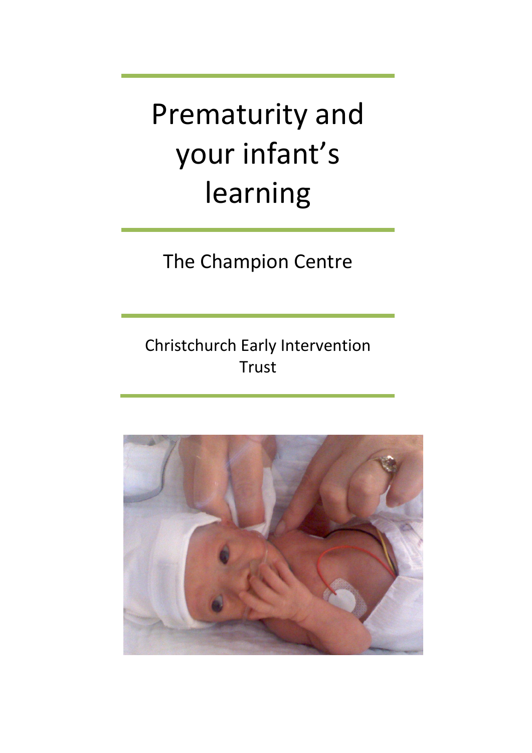# Prematurity and your infant's learning

The Champion Centre

Christchurch Early Intervention Trust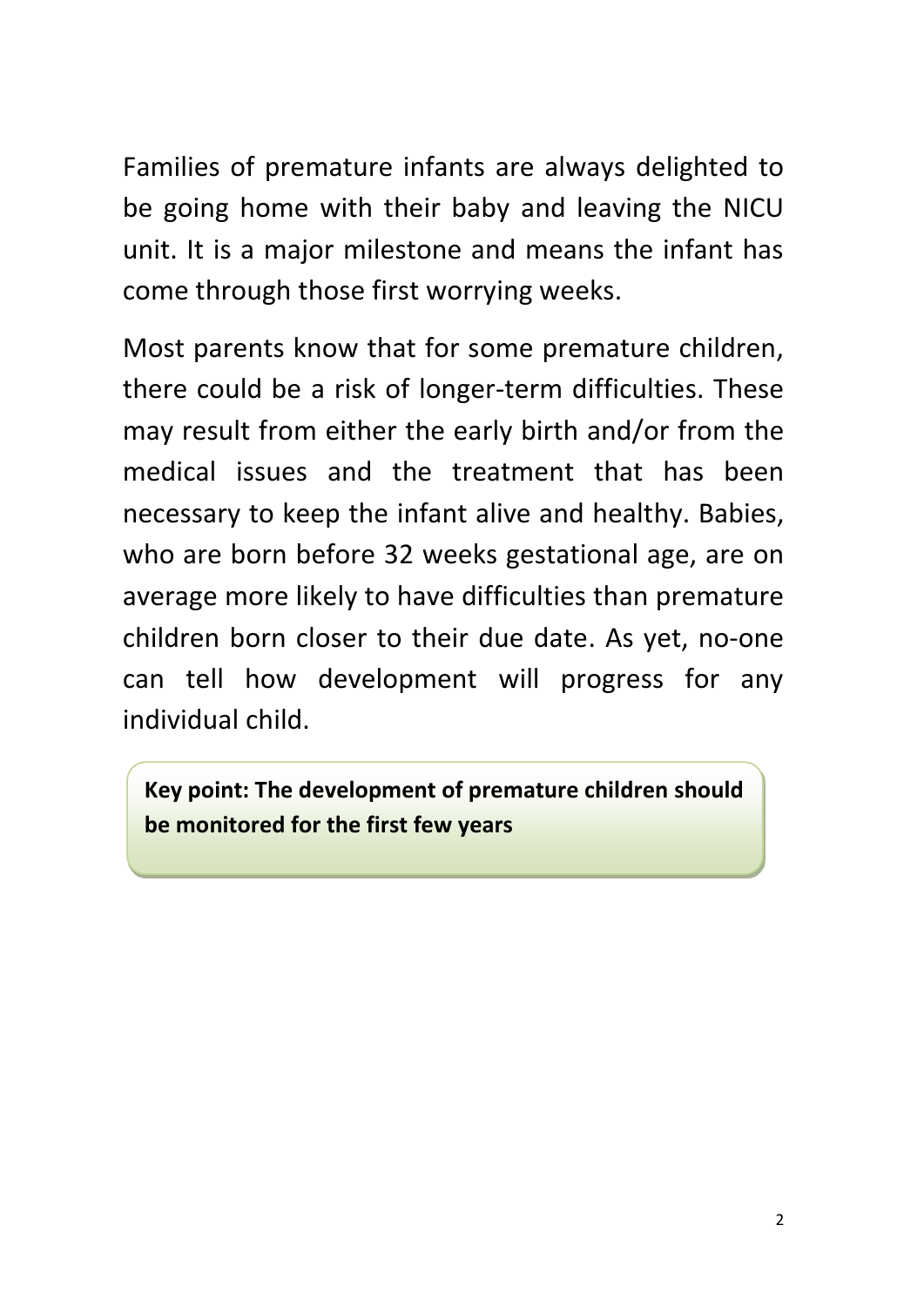Families of premature infants are always delighted to be going home with their baby and leaving the NICU unit. It is a major milestone and means the infant has come through those first worrying weeks.

Most parents know that for some premature children, there could be a risk of longer-term difficulties. These may result from either the early birth and/or from the medical issues and the treatment that has been necessary to keep the infant alive and healthy. Babies, who are born before 32 weeks gestational age, are on average more likely to have difficulties than premature children born closer to their due date. As yet, no-one can tell how development will progress for any individual child.

> **Key point: The development of premature children should be monitored for the first few years**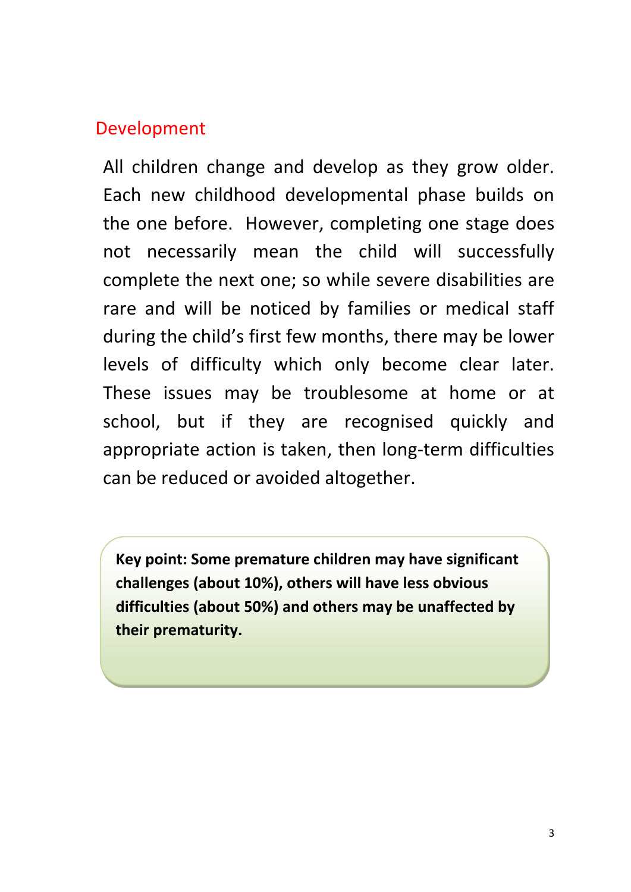## Development

All children change and develop as they grow older. Each new childhood developmental phase builds on the one before. However, completing one stage does not necessarily mean the child will successfully complete the next one; so while severe disabilities are rare and will be noticed by families or medical staff during the child's first few months, there may be lower levels of difficulty which only become clear later. These issues may be troublesome at home or at school, but if they are recognised quickly and appropriate action is taken, then long-term difficulties can be reduced or avoided altogether.

**Key point: Some premature children may have significant challenges (about 10%), others will have less obvious difficulties (about 50%) and others may be unaffected by their prematurity.**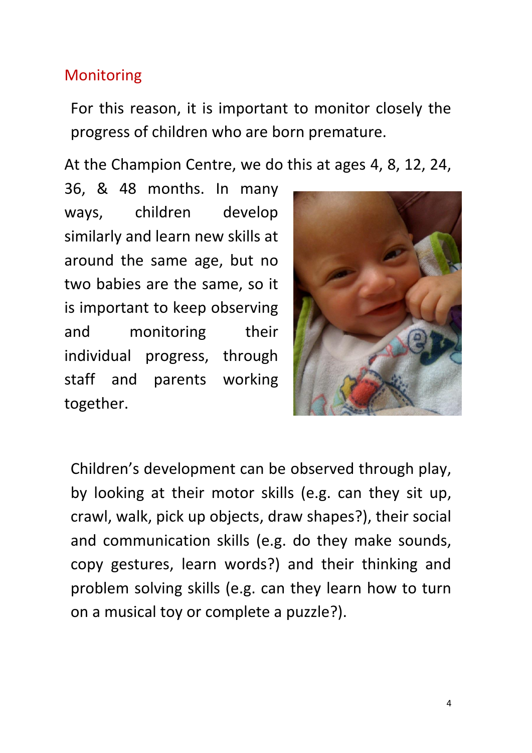## Monitoring

For this reason, it is important to monitor closely the progress of children who are born premature.

At the Champion Centre, we do this at ages 4, 8, 12, 24, 36, & 48 months. In many ways, children develop similarly and learn new skills at around the same age, but no two babies are the same, so it is important to keep observing and monitoring their individual progress, through staff and parents working together.

Children's development can be observed through play, by looking at their motor skills (e.g. can they sit up, crawl, walk, pick up objects, draw shapes?), their social and communication skills (e.g. do they make sounds, copy gestures, learn words?) and their thinking and problem solving skills (e.g. can they learn how to turn on a musical toy or complete a puzzle?).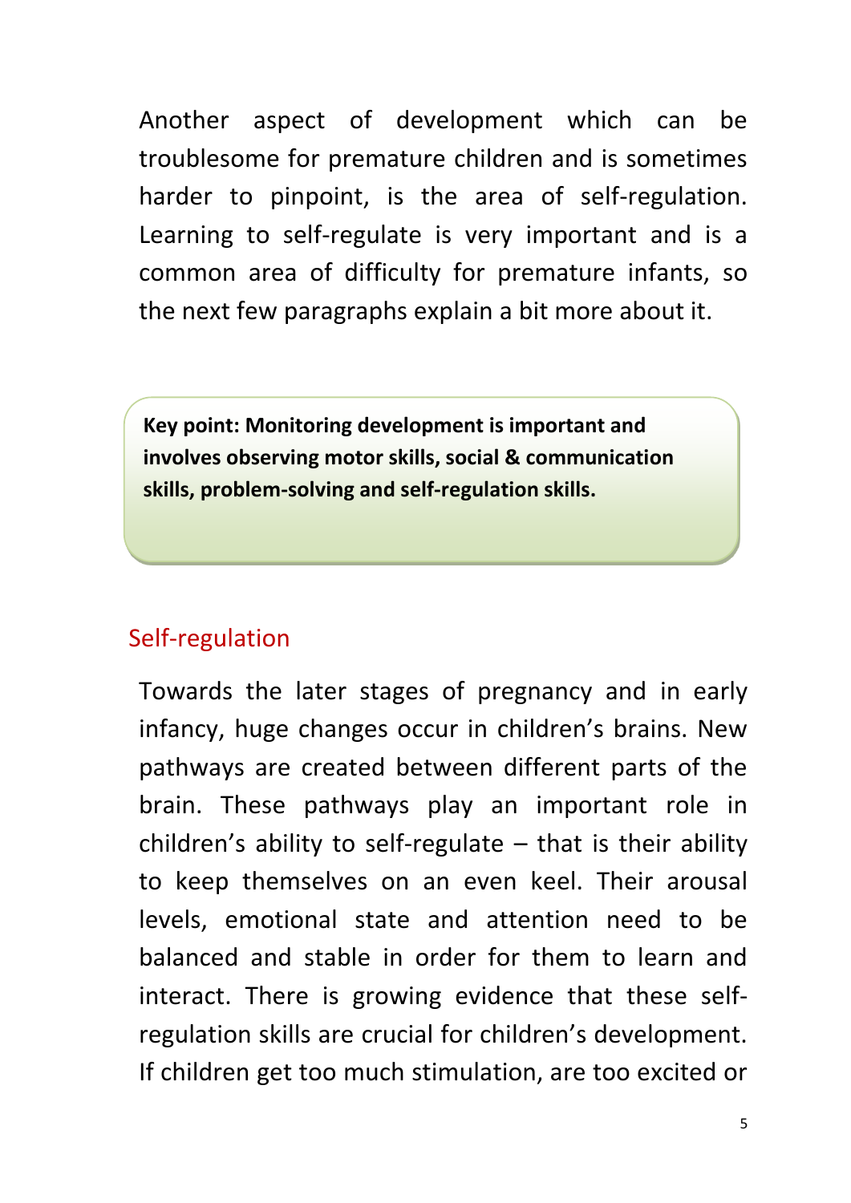Another aspect of development which can be troublesome for premature children and is sometimes harder to pinpoint, is the area of self-regulation. Learning to self-regulate is very important and is a common area of difficulty for premature infants, so the next few paragraphs explain a bit more about it.

> **Key point: Monitoring development is important and involves observing motor skills, social & communication skills, problem-solving and self-regulation skills.**

## Self-regulation

Towards the later stages of pregnancy and in early infancy, huge changes occur in children's brains. New pathways are created between different parts of the brain. These pathways play an important role in children's ability to self-regulate – that is their ability to keep themselves on an even keel. Their arousal levels, emotional state and attention need to be balanced and stable in order for them to learn and interact. There is growing evidence that these self-regulation skills are crucial for children's development. If children get too much stimulation, are too excited or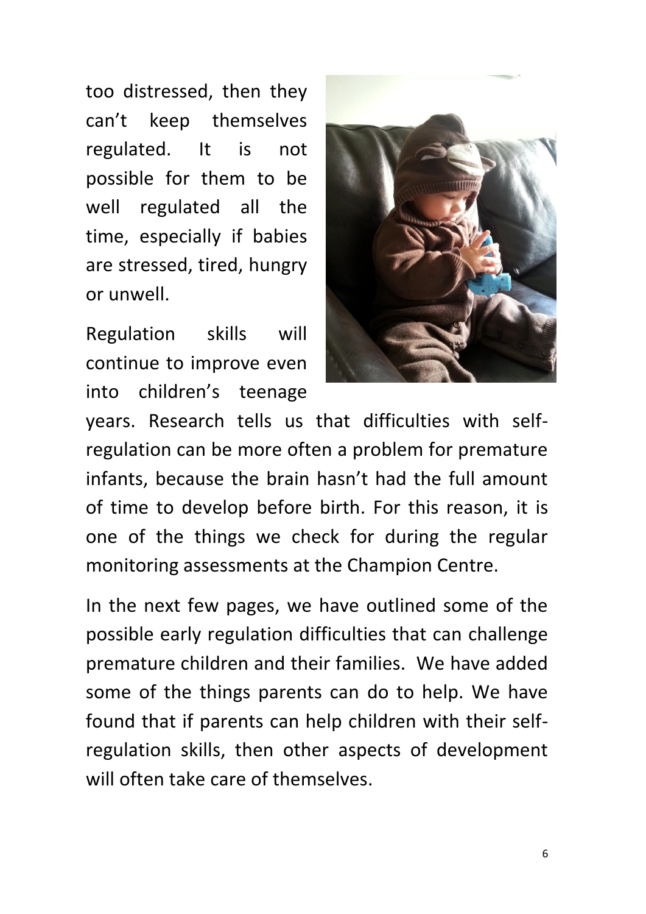too distressed, then they can't keep themselves regulated. It is not possible for them to be well regulated all the time, especially if babies are stressed, tired, hungry or unwell.

Regulation skills will continue to improve even into children's teenage years. Research tells us that difficulties with self-regulation can be more often a problem for premature infants, because the brain hasn't had the full amount of time to develop before birth. For this reason, it is one of the things we check for during the regular monitoring assessments at the Champion Centre.

In the next few pages, we have outlined some of the possible early regulation difficulties that can challenge premature children and their families. We have added some of the things parents can do to help. We have found that if parents can help children with their self-regulation skills, then other aspects of development will often take care of themselves.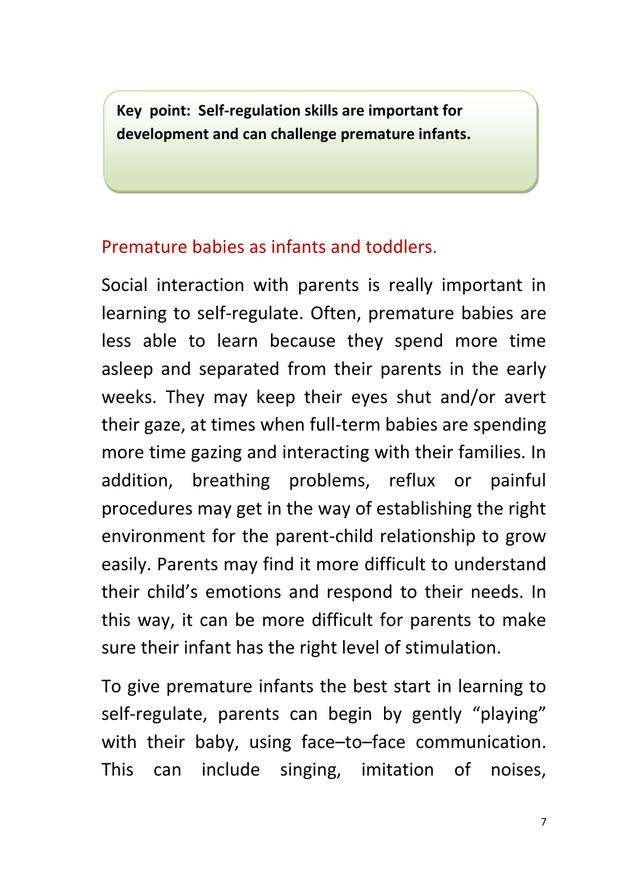**Key point: Self-regulation skills are important for development and can challenge premature infants.**

## Premature babies as infants and toddlers.

Social interaction with parents is really important in learning to self-regulate. Often, premature babies are less able to learn because they spend more time asleep and separated from their parents in the early weeks. They may keep their eyes shut and/or avert their gaze, at times when full-term babies are spending more time gazing and interacting with their families. In addition, breathing problems, reflux or painful procedures may get in the way of establishing the right environment for the parent-child relationship to grow easily. Parents may find it more difficult to understand their child's emotions and respond to their needs. In this way, it can be more difficult for parents to make sure their infant has the right level of stimulation.

To give premature infants the best start in learning to self-regulate, parents can begin by gently "playing" with their baby, using face–to–face communication. This can include singing, imitation of noises,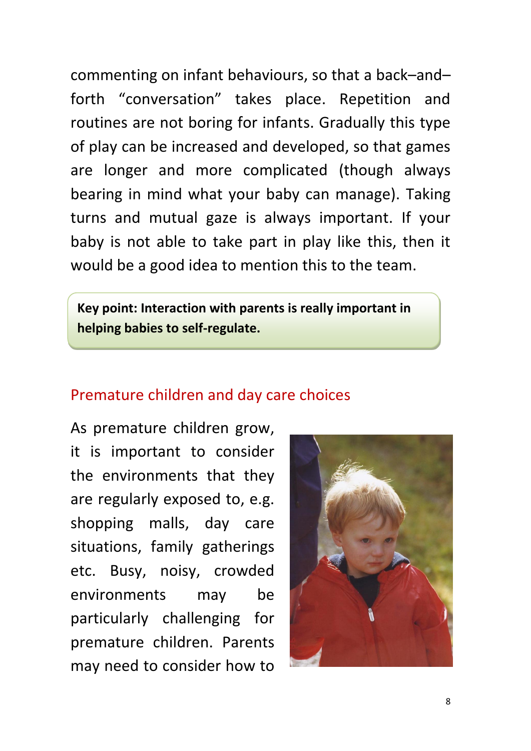commenting on infant behaviours, so that a back–and–forth "conversation" takes place. Repetition and routines are not boring for infants. Gradually this type of play can be increased and developed, so that games are longer and more complicated (though always bearing in mind what your baby can manage). Taking turns and mutual gaze is always important. If your baby is not able to take part in play like this, then it would be a good idea to mention this to the team.

**Key point: Interaction with parents is really important in helping babies to self-regulate.**

## Premature children and day care choices

As premature children grow, it is important to consider the environments that they are regularly exposed to, e.g. shopping malls, day care situations, family gatherings etc. Busy, noisy, crowded environments may be particularly challenging for premature children. Parents may need to consider how to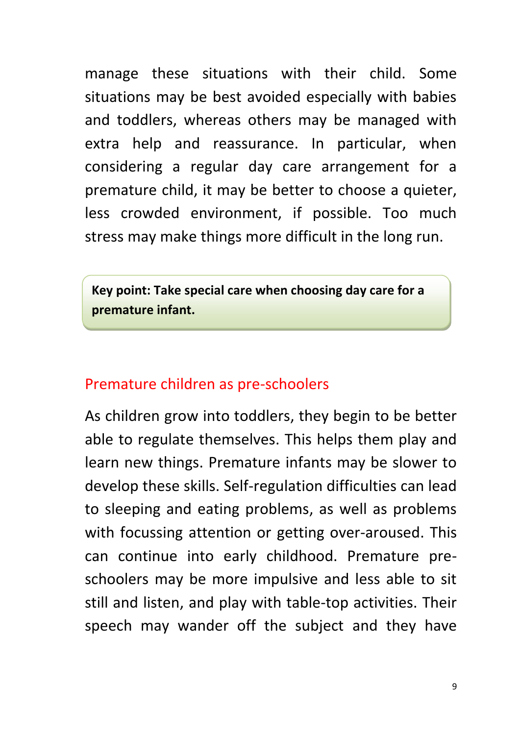manage these situations with their child. Some situations may be best avoided especially with babies and toddlers, whereas others may be managed with extra help and reassurance. In particular, when considering a regular day care arrangement for a premature child, it may be better to choose a quieter, less crowded environment, if possible. Too much stress may make things more difficult in the long run.

> **Key point: Take special care when choosing day care for a premature infant.**

## Premature children as pre-schoolers

As children grow into toddlers, they begin to be better able to regulate themselves. This helps them play and learn new things. Premature infants may be slower to develop these skills. Self-regulation difficulties can lead to sleeping and eating problems, as well as problems with focussing attention or getting over-aroused. This can continue into early childhood. Premature pre-schoolers may be more impulsive and less able to sit still and listen, and play with table-top activities. Their speech may wander off the subject and they have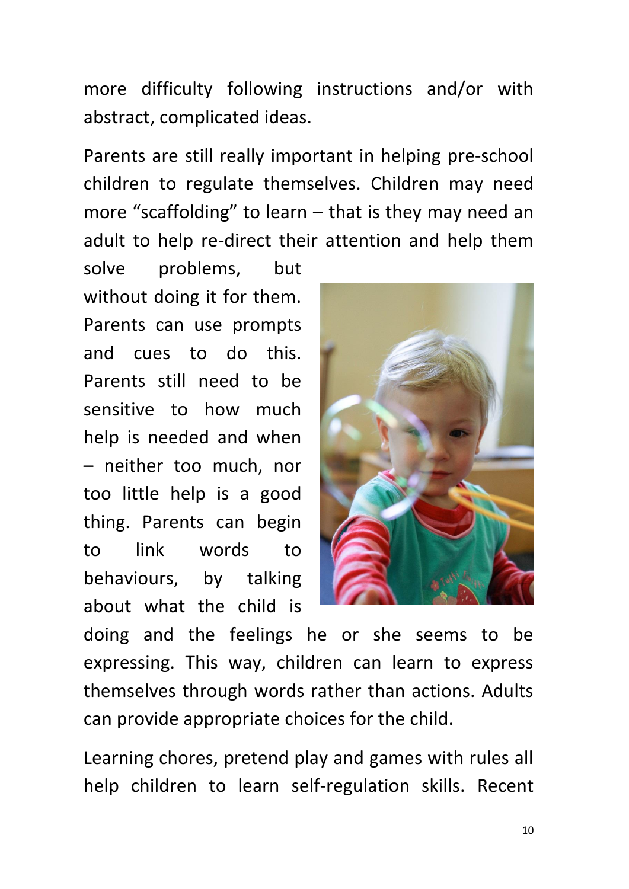more difficulty following instructions and/or with abstract, complicated ideas.

Parents are still really important in helping pre-school children to regulate themselves. Children may need more "scaffolding" to learn – that is they may need an adult to help re-direct their attention and help them solve problems, but without doing it for them. Parents can use prompts and cues to do this. Parents still need to be sensitive to how much help is needed and when – neither too much, nor too little help is a good thing. Parents can begin to link words to behaviours, by talking about what the child is doing and the feelings he or she seems to be expressing. This way, children can learn to express themselves through words rather than actions. Adults can provide appropriate choices for the child.

Learning chores, pretend play and games with rules all help children to learn self-regulation skills. Recent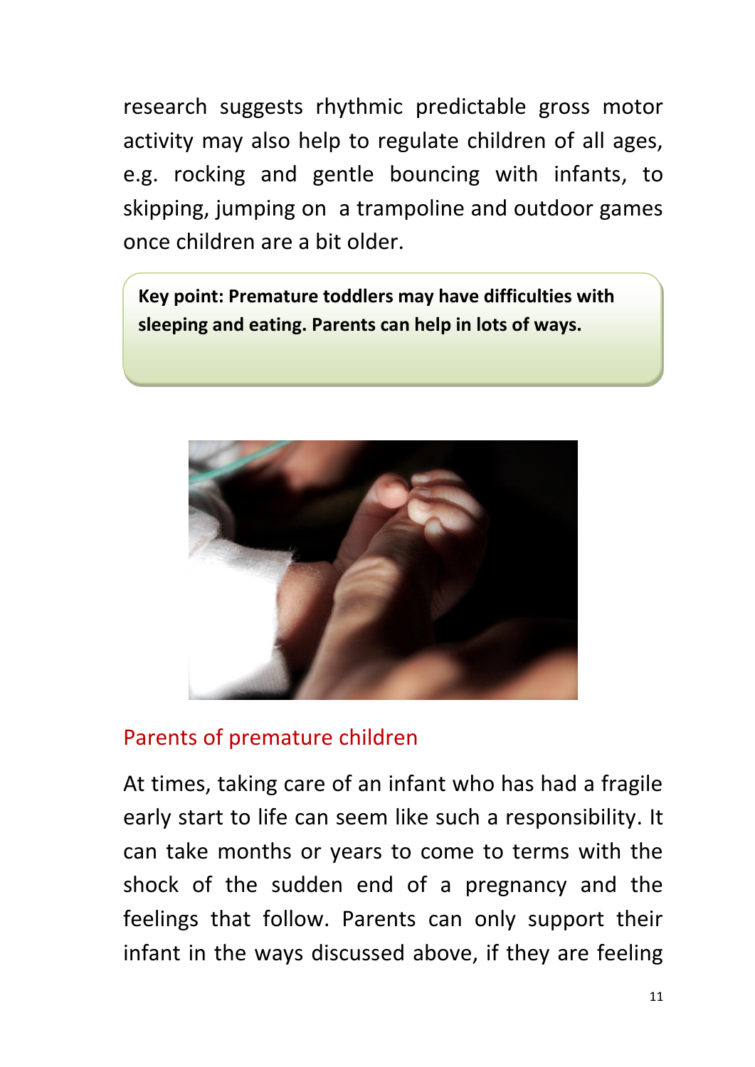research suggests rhythmic predictable gross motor activity may also help to regulate children of all ages, e.g. rocking and gentle bouncing with infants, to skipping, jumping on a trampoline and outdoor games once children are a bit older.

**Key point: Premature toddlers may have difficulties with sleeping and eating. Parents can help in lots of ways.**

## Parents of premature children

At times, taking care of an infant who has had a fragile early start to life can seem like such a responsibility. It can take months or years to come to terms with the shock of the sudden end of a pregnancy and the feelings that follow. Parents can only support their infant in the ways discussed above, if they are feeling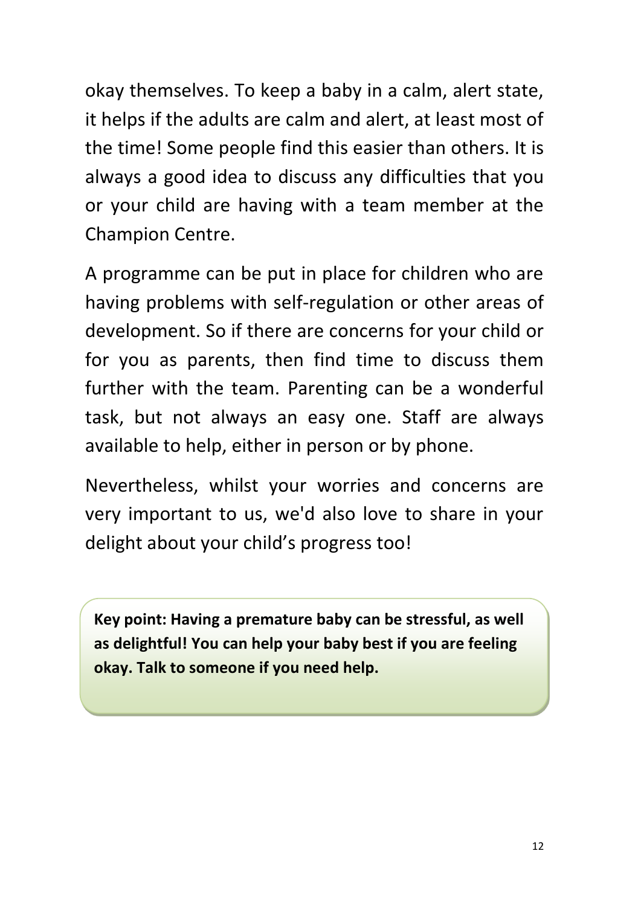okay themselves. To keep a baby in a calm, alert state, it helps if the adults are calm and alert, at least most of the time! Some people find this easier than others. It is always a good idea to discuss any difficulties that you or your child are having with a team member at the Champion Centre.

A programme can be put in place for children who are having problems with self-regulation or other areas of development. So if there are concerns for your child or for you as parents, then find time to discuss them further with the team. Parenting can be a wonderful task, but not always an easy one. Staff are always available to help, either in person or by phone.

Nevertheless, whilst your worries and concerns are very important to us, we'd also love to share in your delight about your child's progress too!

> **Key point: Having a premature baby can be stressful, as well as delightful! You can help your baby best if you are feeling okay. Talk to someone if you need help.**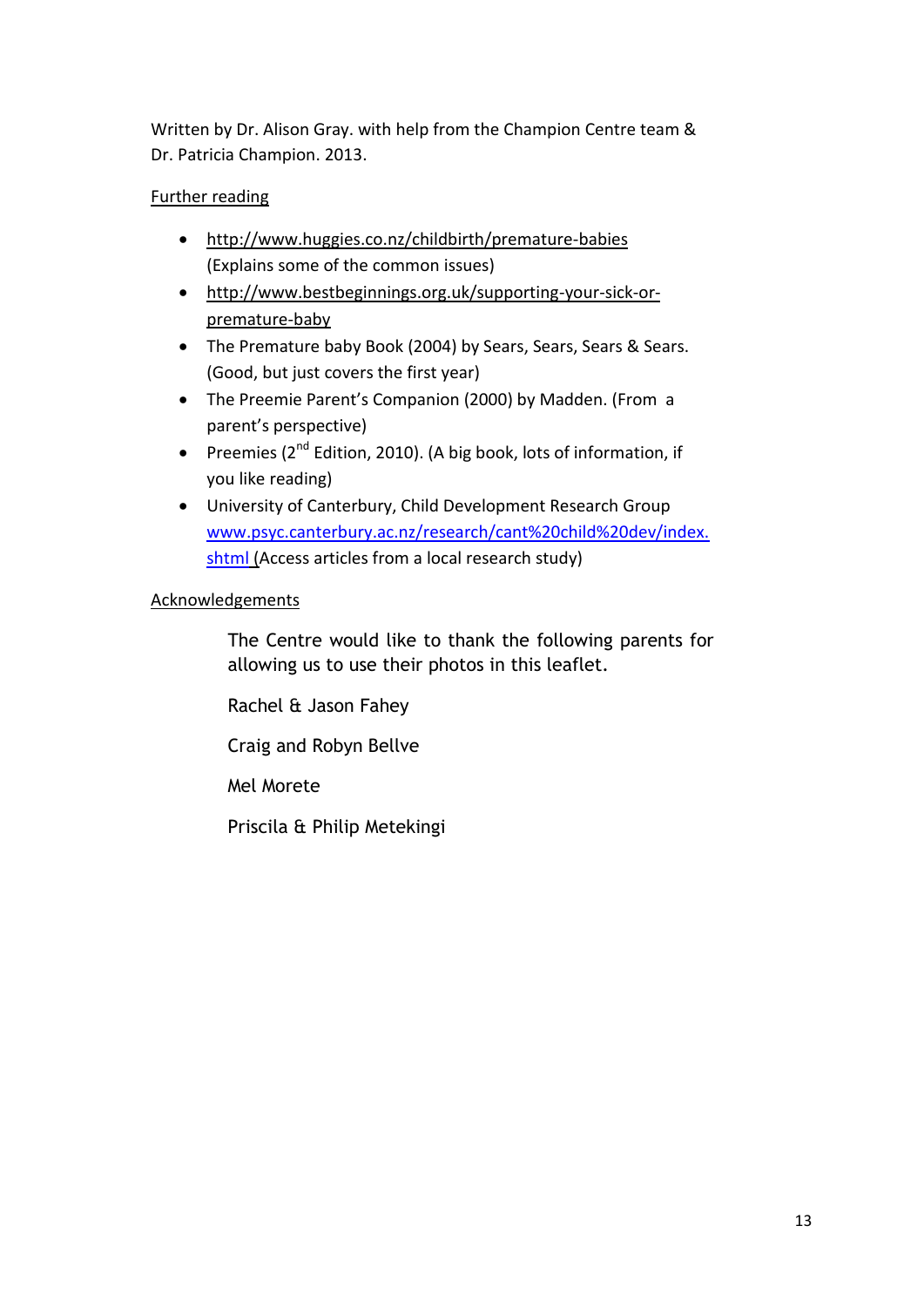Written by Dr. Alison Gray. with help from the Champion Centre team & Dr. Patricia Champion. 2013.

Further reading

- http://www.huggies.co.nz/childbirth/premature-babies (Explains some of the common issues)
- http://www.bestbeginnings.org.uk/supporting-your-sick-or-premature-baby
- The Premature baby Book (2004) by Sears, Sears, Sears & Sears. (Good, but just covers the first year)
- The Preemie Parent's Companion (2000) by Madden. (From a parent's perspective)
- Preemies (2nd Edition, 2010). (A big book, lots of information, if you like reading)
- University of Canterbury, Child Development Research Group www.psyc.canterbury.ac.nz/research/cant%20child%20dev/index.shtml (Access articles from a local research study)

Acknowledgements

The Centre would like to thank the following parents for allowing us to use their photos in this leaflet.

Rachel & Jason Fahey

Craig and Robyn Bellve

Mel Morete

Priscila & Philip Metekingi